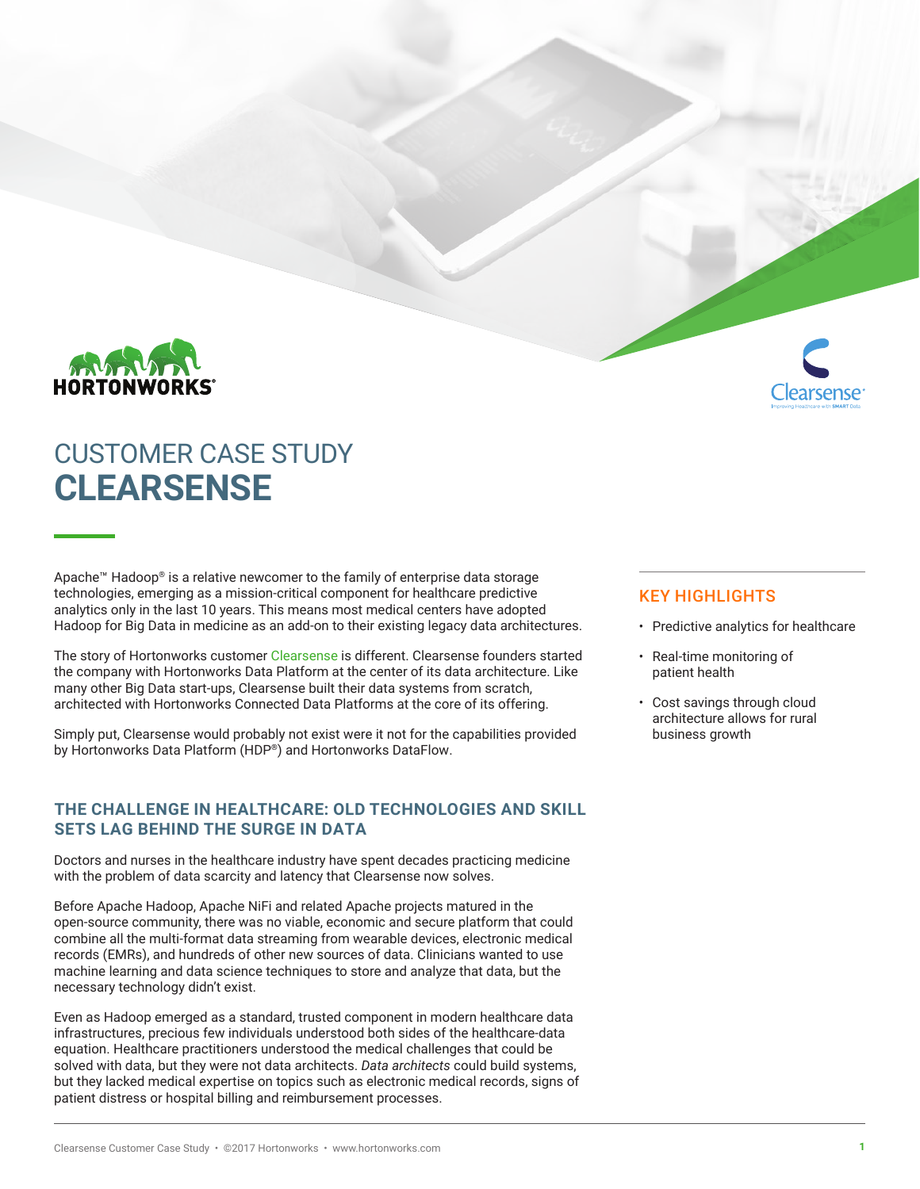# CUSTOMER CASE STUDY
# CLEARSENSE

Apache™ Hadoop® is a relative newcomer to the family of enterprise data storage technologies, emerging as a mission-critical component for healthcare predictive analytics only in the last 10 years. This means most medical centers have adopted Hadoop for Big Data in medicine as an add-on to their existing legacy data architectures.

The story of Hortonworks customer Clearsense is different. Clearsense founders started the company with Hortonworks Data Platform at the center of its data architecture. Like many other Big Data start-ups, Clearsense built their data systems from scratch, architected with Hortonworks Connected Data Platforms at the core of its offering.

Simply put, Clearsense would probably not exist were it not for the capabilities provided by Hortonworks Data Platform (HDP®) and Hortonworks DataFlow.

## KEY HIGHLIGHTS

- Predictive analytics for healthcare
- Real-time monitoring of patient health
- Cost savings through cloud architecture allows for rural business growth

## THE CHALLENGE IN HEALTHCARE: OLD TECHNOLOGIES AND SKILL SETS LAG BEHIND THE SURGE IN DATA

Doctors and nurses in the healthcare industry have spent decades practicing medicine with the problem of data scarcity and latency that Clearsense now solves.

Before Apache Hadoop, Apache NiFi and related Apache projects matured in the open-source community, there was no viable, economic and secure platform that could combine all the multi-format data streaming from wearable devices, electronic medical records (EMRs), and hundreds of other new sources of data. Clinicians wanted to use machine learning and data science techniques to store and analyze that data, but the necessary technology didn't exist.

Even as Hadoop emerged as a standard, trusted component in modern healthcare data infrastructures, precious few individuals understood both sides of the healthcare-data equation. Healthcare practitioners understood the medical challenges that could be solved with data, but they were not data architects. *Data architects* could build systems, but they lacked medical expertise on topics such as electronic medical records, signs of patient distress or hospital billing and reimbursement processes.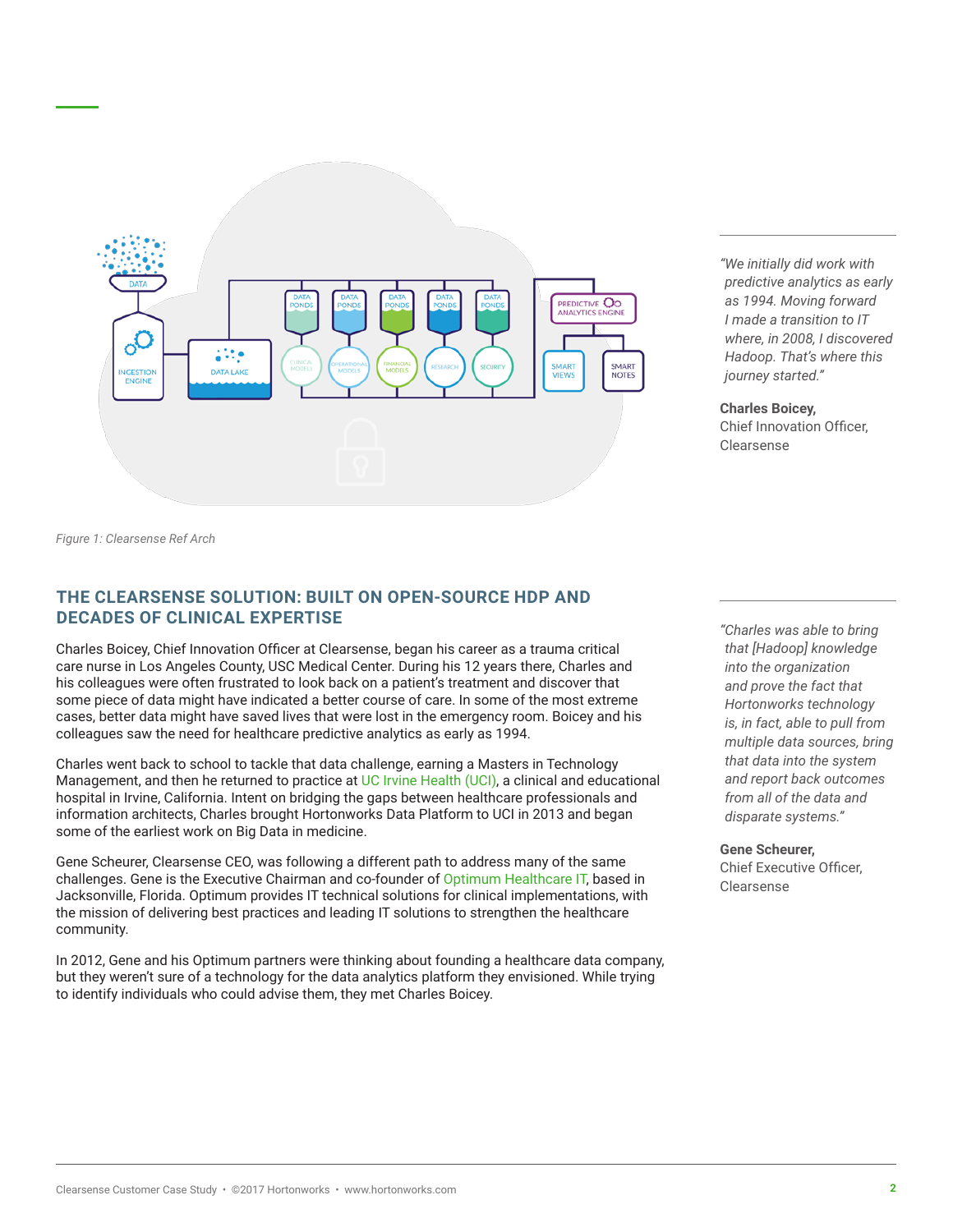Figure 1: Clearsense Ref Arch

> *"We initially did work with predictive analytics as early as 1994. Moving forward I made a transition to IT where, in 2008, I discovered Hadoop. That's where this journey started."*
>
> **Charles Boicey,**
> Chief Innovation Officer, Clearsense

## THE CLEARSENSE SOLUTION: BUILT ON OPEN-SOURCE HDP AND DECADES OF CLINICAL EXPERTISE

Charles Boicey, Chief Innovation Officer at Clearsense, began his career as a trauma critical care nurse in Los Angeles County, USC Medical Center. During his 12 years there, Charles and his colleagues were often frustrated to look back on a patient's treatment and discover that some piece of data might have indicated a better course of care. In some of the most extreme cases, better data might have saved lives that were lost in the emergency room. Boicey and his colleagues saw the need for healthcare predictive analytics as early as 1994.

Charles went back to school to tackle that data challenge, earning a Masters in Technology Management, and then he returned to practice at UC Irvine Health (UCI), a clinical and educational hospital in Irvine, California. Intent on bridging the gaps between healthcare professionals and information architects, Charles brought Hortonworks Data Platform to UCI in 2013 and began some of the earliest work on Big Data in medicine.

Gene Scheurer, Clearsense CEO, was following a different path to address many of the same challenges. Gene is the Executive Chairman and co-founder of Optimum Healthcare IT, based in Jacksonville, Florida. Optimum provides IT technical solutions for clinical implementations, with the mission of delivering best practices and leading IT solutions to strengthen the healthcare community.

In 2012, Gene and his Optimum partners were thinking about founding a healthcare data company, but they weren't sure of a technology for the data analytics platform they envisioned. While trying to identify individuals who could advise them, they met Charles Boicey.

> *"Charles was able to bring that [Hadoop] knowledge into the organization and prove the fact that Hortonworks technology is, in fact, able to pull from multiple data sources, bring that data into the system and report back outcomes from all of the data and disparate systems."*
>
> **Gene Scheurer,**
> Chief Executive Officer, Clearsense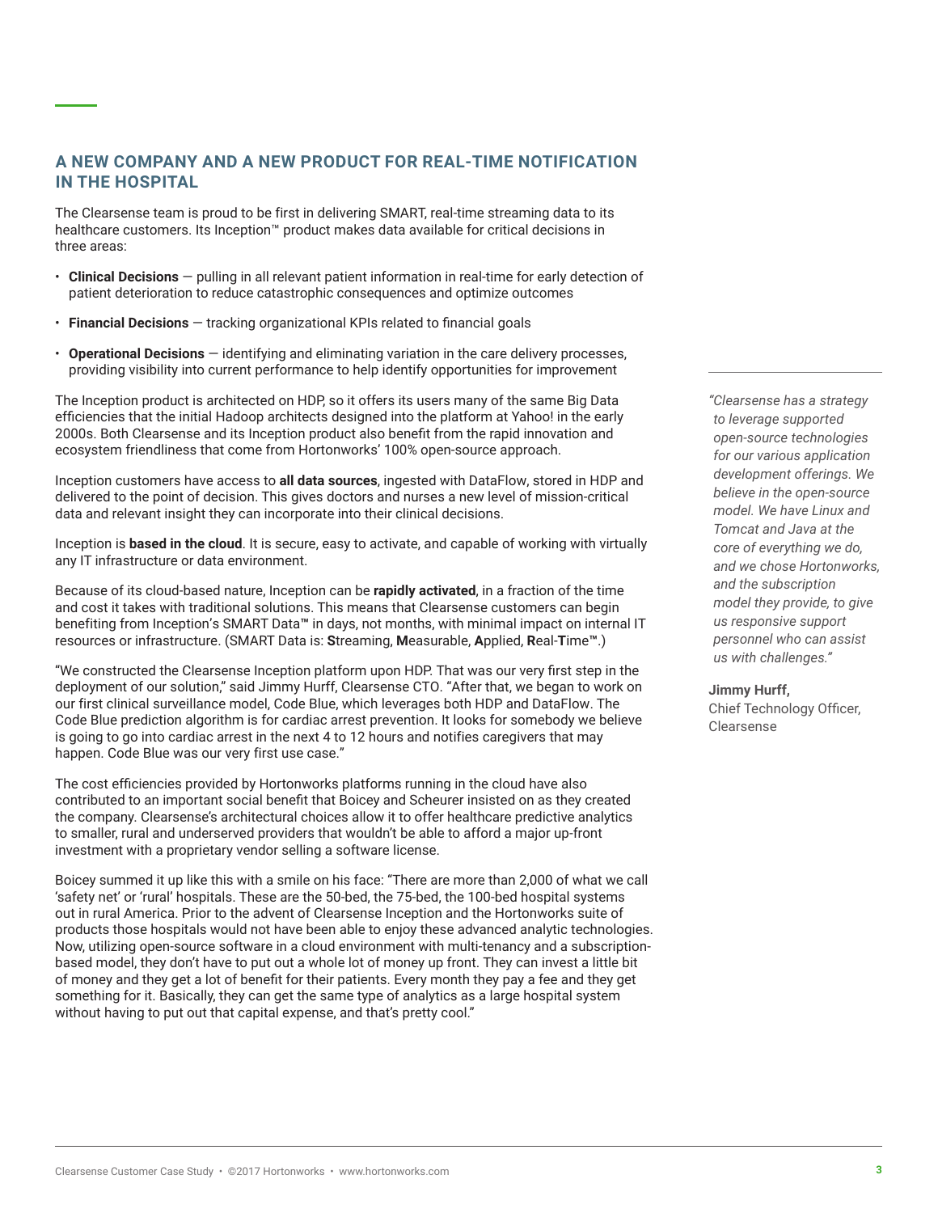## A NEW COMPANY AND A NEW PRODUCT FOR REAL-TIME NOTIFICATION IN THE HOSPITAL

The Clearsense team is proud to be first in delivering SMART, real-time streaming data to its healthcare customers. Its Inception™ product makes data available for critical decisions in three areas:

- **Clinical Decisions** — pulling in all relevant patient information in real-time for early detection of patient deterioration to reduce catastrophic consequences and optimize outcomes
- **Financial Decisions** — tracking organizational KPIs related to financial goals
- **Operational Decisions** — identifying and eliminating variation in the care delivery processes, providing visibility into current performance to help identify opportunities for improvement

The Inception product is architected on HDP, so it offers its users many of the same Big Data efficiencies that the initial Hadoop architects designed into the platform at Yahoo! in the early 2000s. Both Clearsense and its Inception product also benefit from the rapid innovation and ecosystem friendliness that come from Hortonworks' 100% open-source approach.

Inception customers have access to **all data sources**, ingested with DataFlow, stored in HDP and delivered to the point of decision. This gives doctors and nurses a new level of mission-critical data and relevant insight they can incorporate into their clinical decisions.

Inception is **based in the cloud**. It is secure, easy to activate, and capable of working with virtually any IT infrastructure or data environment.

Because of its cloud-based nature, Inception can be **rapidly activated**, in a fraction of the time and cost it takes with traditional solutions. This means that Clearsense customers can begin benefiting from Inception's SMART Data™ in days, not months, with minimal impact on internal IT resources or infrastructure. (SMART Data is: **S**treaming, **M**easurable, **A**pplied, **R**eal-**T**ime™.)

"We constructed the Clearsense Inception platform upon HDP. That was our very first step in the deployment of our solution," said Jimmy Hurff, Clearsense CTO. "After that, we began to work on our first clinical surveillance model, Code Blue, which leverages both HDP and DataFlow. The Code Blue prediction algorithm is for cardiac arrest prevention. It looks for somebody we believe is going to go into cardiac arrest in the next 4 to 12 hours and notifies caregivers that may happen. Code Blue was our very first use case."

The cost efficiencies provided by Hortonworks platforms running in the cloud have also contributed to an important social benefit that Boicey and Scheurer insisted on as they created the company. Clearsense's architectural choices allow it to offer healthcare predictive analytics to smaller, rural and underserved providers that wouldn't be able to afford a major up-front investment with a proprietary vendor selling a software license.

Boicey summed it up like this with a smile on his face: "There are more than 2,000 of what we call 'safety net' or 'rural' hospitals. These are the 50-bed, the 75-bed, the 100-bed hospital systems out in rural America. Prior to the advent of Clearsense Inception and the Hortonworks suite of products those hospitals would not have been able to enjoy these advanced analytic technologies. Now, utilizing open-source software in a cloud environment with multi-tenancy and a subscription-based model, they don't have to put out a whole lot of money up front. They can invest a little bit of money and they get a lot of benefit for their patients. Every month they pay a fee and they get something for it. Basically, they can get the same type of analytics as a large hospital system without having to put out that capital expense, and that's pretty cool."

> *"Clearsense has a strategy to leverage supported open-source technologies for our various application development offerings. We believe in the open-source model. We have Linux and Tomcat and Java at the core of everything we do, and we chose Hortonworks, and the subscription model they provide, to give us responsive support personnel who can assist us with challenges."*
>
> **Jimmy Hurff,**
> Chief Technology Officer, Clearsense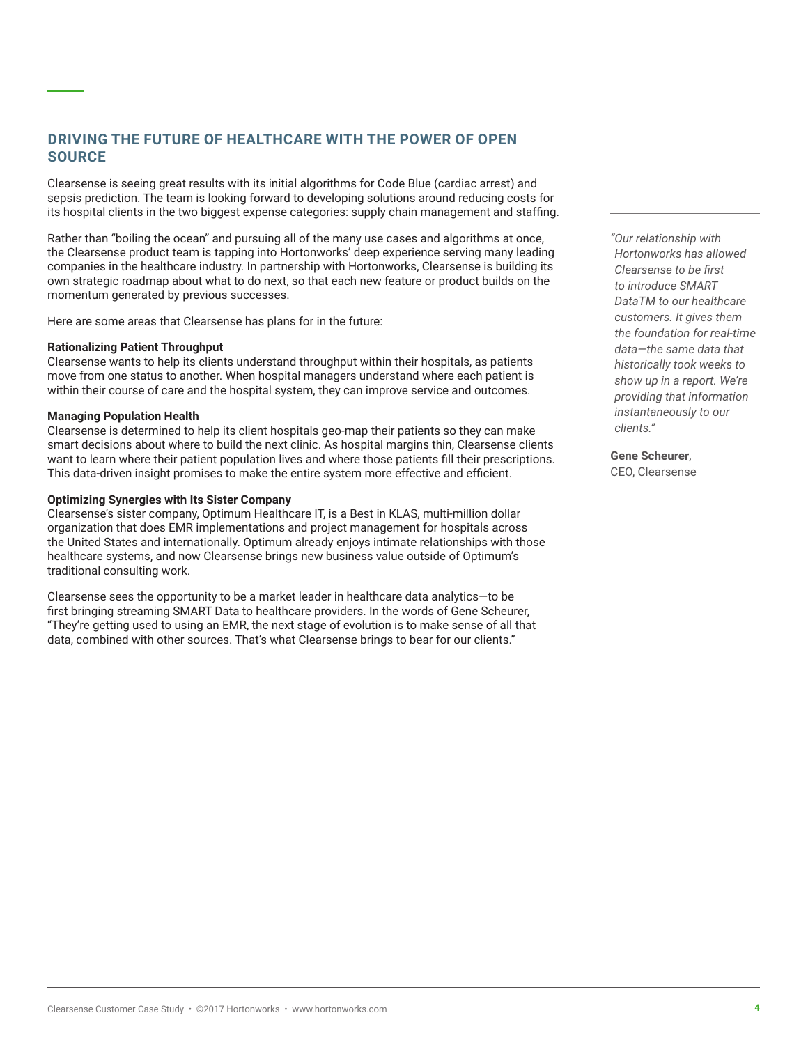## DRIVING THE FUTURE OF HEALTHCARE WITH THE POWER OF OPEN SOURCE

Clearsense is seeing great results with its initial algorithms for Code Blue (cardiac arrest) and sepsis prediction. The team is looking forward to developing solutions around reducing costs for its hospital clients in the two biggest expense categories: supply chain management and staffing.

Rather than "boiling the ocean" and pursuing all of the many use cases and algorithms at once, the Clearsense product team is tapping into Hortonworks' deep experience serving many leading companies in the healthcare industry. In partnership with Hortonworks, Clearsense is building its own strategic roadmap about what to do next, so that each new feature or product builds on the momentum generated by previous successes.

Here are some areas that Clearsense has plans for in the future:

**Rationalizing Patient Throughput**
Clearsense wants to help its clients understand throughput within their hospitals, as patients move from one status to another. When hospital managers understand where each patient is within their course of care and the hospital system, they can improve service and outcomes.

**Managing Population Health**
Clearsense is determined to help its client hospitals geo-map their patients so they can make smart decisions about where to build the next clinic. As hospital margins thin, Clearsense clients want to learn where their patient population lives and where those patients fill their prescriptions. This data-driven insight promises to make the entire system more effective and efficient.

**Optimizing Synergies with Its Sister Company**
Clearsense's sister company, Optimum Healthcare IT, is a Best in KLAS, multi-million dollar organization that does EMR implementations and project management for hospitals across the United States and internationally. Optimum already enjoys intimate relationships with those healthcare systems, and now Clearsense brings new business value outside of Optimum's traditional consulting work.

Clearsense sees the opportunity to be a market leader in healthcare data analytics—to be first bringing streaming SMART Data to healthcare providers. In the words of Gene Scheurer, "They're getting used to using an EMR, the next stage of evolution is to make sense of all that data, combined with other sources. That's what Clearsense brings to bear for our clients."

*"Our relationship with Hortonworks has allowed Clearsense to be first to introduce SMART DataTM to our healthcare customers. It gives them the foundation for real-time data—the same data that historically took weeks to show up in a report. We're providing that information instantaneously to our clients."*

**Gene Scheurer**,
CEO, Clearsense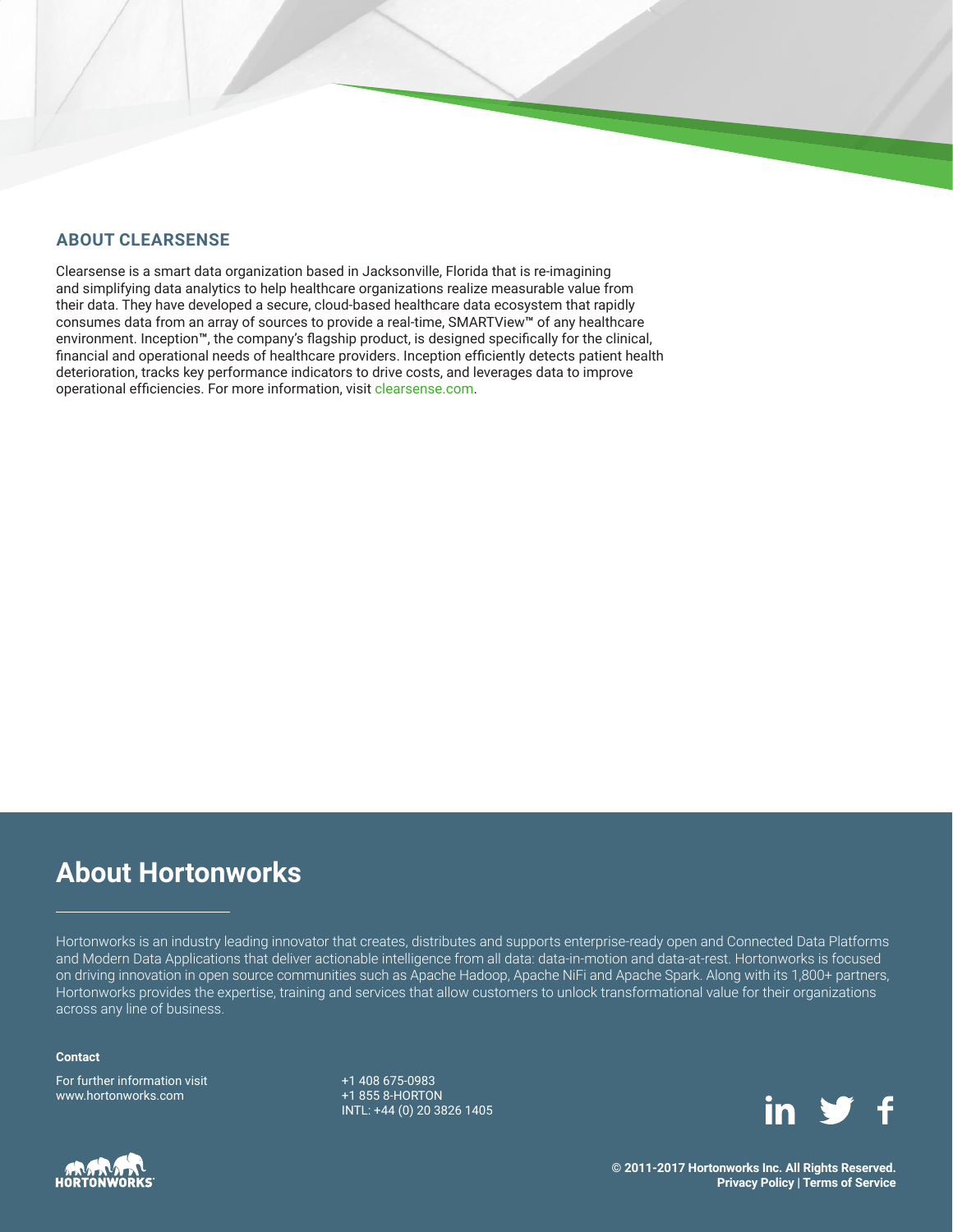## ABOUT CLEARSENSE

Clearsense is a smart data organization based in Jacksonville, Florida that is re-imagining and simplifying data analytics to help healthcare organizations realize measurable value from their data. They have developed a secure, cloud-based healthcare data ecosystem that rapidly consumes data from an array of sources to provide a real-time, SMARTView™ of any healthcare environment. Inception™, the company's flagship product, is designed specifically for the clinical, financial and operational needs of healthcare providers. Inception efficiently detects patient health deterioration, tracks key performance indicators to drive costs, and leverages data to improve operational efficiencies. For more information, visit clearsense.com.

## About Hortonworks

Hortonworks is an industry leading innovator that creates, distributes and supports enterprise-ready open and Connected Data Platforms and Modern Data Applications that deliver actionable intelligence from all data: data-in-motion and data-at-rest. Hortonworks is focused on driving innovation in open source communities such as Apache Hadoop, Apache NiFi and Apache Spark. Along with its 1,800+ partners, Hortonworks provides the expertise, training and services that allow customers to unlock transformational value for their organizations across any line of business.

**Contact**

For further information visit
www.hortonworks.com

+1 408 675-0983
+1 855 8-HORTON
INTL: +44 (0) 20 3826 1405

HORTONWORKS

**© 2011-2017 Hortonworks Inc. All Rights Reserved.**
**Privacy Policy | Terms of Service**